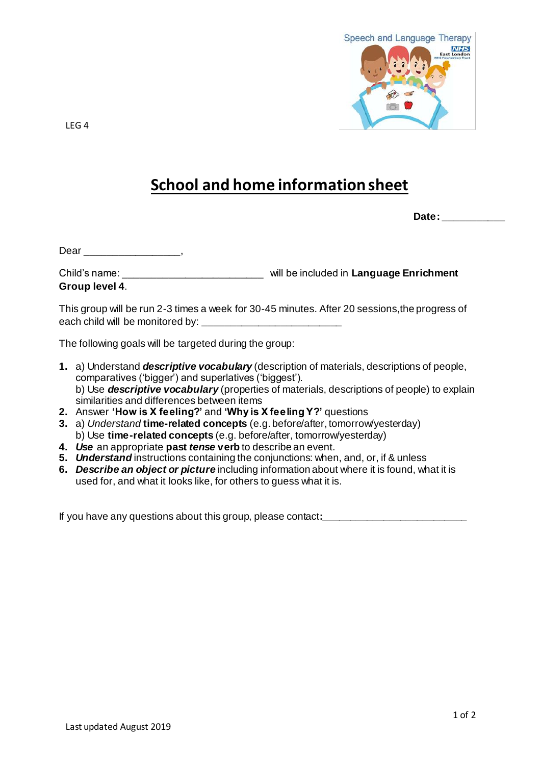LEG 4

# School and home information sheet

**Date:** ___________

Dear _________________,

Child's name: _________________________ will be included in **Language Enrichment Group level 4**.

This group will be run 2-3 times a week for 30-45 minutes. After 20 sessions, the progress of each child will be monitored by: ________________________

The following goals will be targeted during the group:

1. a) Understand ***descriptive vocabulary*** (description of materials, descriptions of people, comparatives ('bigger') and superlatives ('biggest').
   b) Use ***descriptive vocabulary*** (properties of materials, descriptions of people) to explain similarities and differences between items
2. Answer **'How is X feeling?'** and **'Why is X feeling Y?'** questions
3. a) *Understand* **time-related concepts** (e.g. before/after, tomorrow/yesterday)
   b) Use **time-related concepts** (e.g. before/after, tomorrow/yesterday)
4. ***Use*** an appropriate **past *tense* verb** to describe an event.
5. ***Understand*** instructions containing the conjunctions: when, and, or, if & unless
6. ***Describe an object or picture*** including information about where it is found, what it is used for, and what it looks like, for others to guess what it is.

If you have any questions about this group, please contact**:**_________________________

Last updated August 2019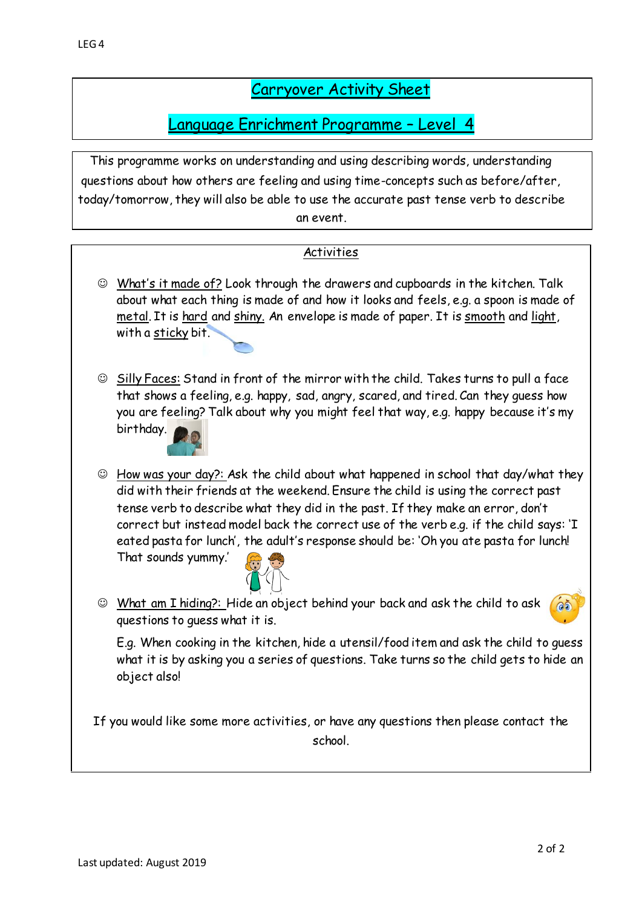# Carryover Activity Sheet

## Language Enrichment Programme – Level 4

This programme works on understanding and using describing words, understanding questions about how others are feeling and using time-concepts such as before/after, today/tomorrow, they will also be able to use the accurate past tense verb to describe an event.

### Activities

- ☺ What's it made of? Look through the drawers and cupboards in the kitchen. Talk about what each thing is made of and how it looks and feels, e.g. a spoon is made of metal. It is hard and shiny. An envelope is made of paper. It is smooth and light, with a sticky bit.

- ☺ Silly Faces: Stand in front of the mirror with the child. Takes turns to pull a face that shows a feeling, e.g. happy, sad, angry, scared, and tired. Can they guess how you are feeling? Talk about why you might feel that way, e.g. happy because it's my birthday.

- ☺ How was your day?: Ask the child about what happened in school that day/what they did with their friends at the weekend. Ensure the child is using the correct past tense verb to describe what they did in the past. If they make an error, don't correct but instead model back the correct use of the verb e.g. if the child says: 'I eated pasta for lunch', the adult's response should be: 'Oh you ate pasta for lunch! That sounds yummy.'

- ☺ What am I hiding?: Hide an object behind your back and ask the child to ask questions to guess what it is.

  E.g. When cooking in the kitchen, hide a utensil/food item and ask the child to guess what it is by asking you a series of questions. Take turns so the child gets to hide an object also!

If you would like some more activities, or have any questions then please contact the school.